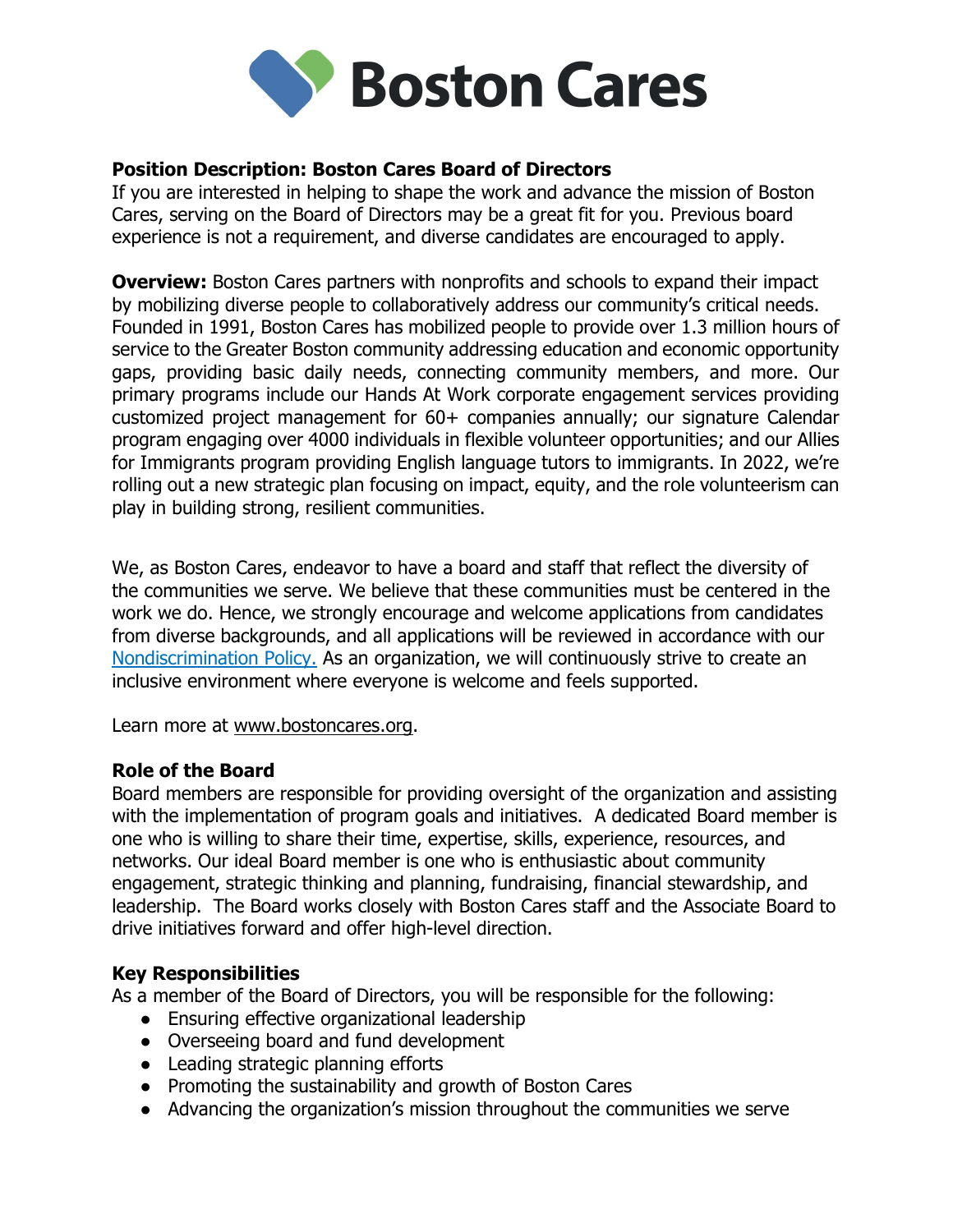# Boston Cares

**Position Description: Boston Cares Board of Directors**

If you are interested in helping to shape the work and advance the mission of Boston Cares, serving on the Board of Directors may be a great fit for you. Previous board experience is not a requirement, and diverse candidates are encouraged to apply.

**Overview:** Boston Cares partners with nonprofits and schools to expand their impact by mobilizing diverse people to collaboratively address our community's critical needs. Founded in 1991, Boston Cares has mobilized people to provide over 1.3 million hours of service to the Greater Boston community addressing education and economic opportunity gaps, providing basic daily needs, connecting community members, and more. Our primary programs include our Hands At Work corporate engagement services providing customized project management for 60+ companies annually; our signature Calendar program engaging over 4000 individuals in flexible volunteer opportunities; and our Allies for Immigrants program providing English language tutors to immigrants. In 2022, we're rolling out a new strategic plan focusing on impact, equity, and the role volunteerism can play in building strong, resilient communities.

We, as Boston Cares, endeavor to have a board and staff that reflect the diversity of the communities we serve. We believe that these communities must be centered in the work we do. Hence, we strongly encourage and welcome applications from candidates from diverse backgrounds, and all applications will be reviewed in accordance with our Nondiscrimination Policy. As an organization, we will continuously strive to create an inclusive environment where everyone is welcome and feels supported.

Learn more at www.bostoncares.org.

## Role of the Board

Board members are responsible for providing oversight of the organization and assisting with the implementation of program goals and initiatives. A dedicated Board member is one who is willing to share their time, expertise, skills, experience, resources, and networks. Our ideal Board member is one who is enthusiastic about community engagement, strategic thinking and planning, fundraising, financial stewardship, and leadership. The Board works closely with Boston Cares staff and the Associate Board to drive initiatives forward and offer high-level direction.

## Key Responsibilities

As a member of the Board of Directors, you will be responsible for the following:

- Ensuring effective organizational leadership
- Overseeing board and fund development
- Leading strategic planning efforts
- Promoting the sustainability and growth of Boston Cares
- Advancing the organization's mission throughout the communities we serve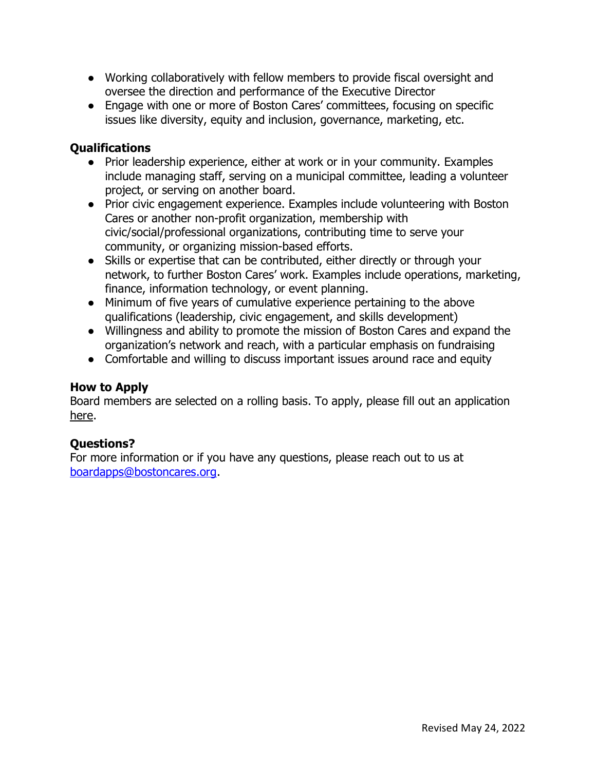- Working collaboratively with fellow members to provide fiscal oversight and oversee the direction and performance of the Executive Director
- Engage with one or more of Boston Cares' committees, focusing on specific issues like diversity, equity and inclusion, governance, marketing, etc.

### Qualifications

- Prior leadership experience, either at work or in your community. Examples include managing staff, serving on a municipal committee, leading a volunteer project, or serving on another board.
- Prior civic engagement experience. Examples include volunteering with Boston Cares or another non-profit organization, membership with civic/social/professional organizations, contributing time to serve your community, or organizing mission-based efforts.
- Skills or expertise that can be contributed, either directly or through your network, to further Boston Cares' work. Examples include operations, marketing, finance, information technology, or event planning.
- Minimum of five years of cumulative experience pertaining to the above qualifications (leadership, civic engagement, and skills development)
- Willingness and ability to promote the mission of Boston Cares and expand the organization's network and reach, with a particular emphasis on fundraising
- Comfortable and willing to discuss important issues around race and equity

### How to Apply

Board members are selected on a rolling basis. To apply, please fill out an application here.

### Questions?

For more information or if you have any questions, please reach out to us at boardapps@bostoncares.org.

Revised May 24, 2022